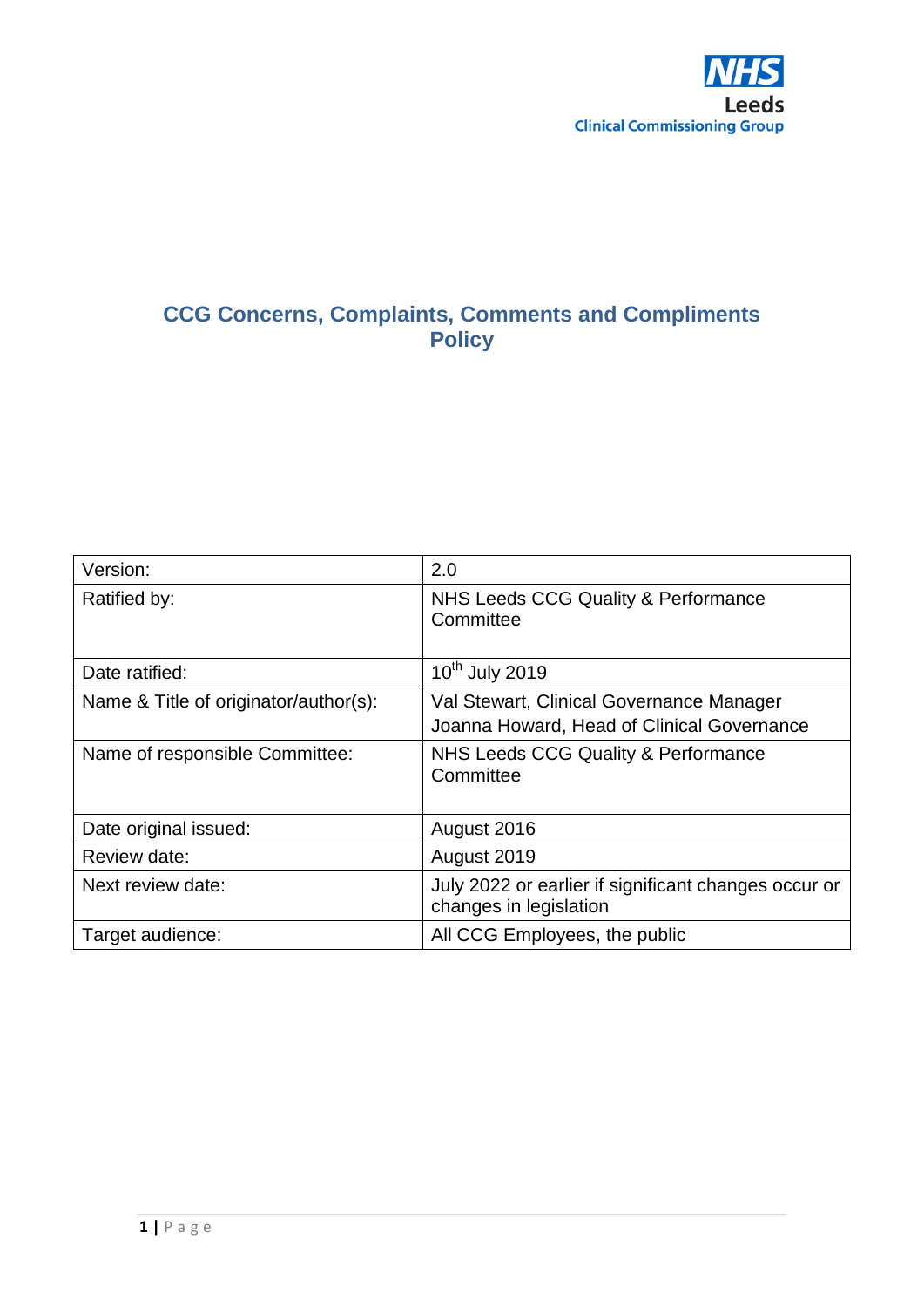NHS
Leeds
Clinical Commissioning Group

# CCG Concerns, Complaints, Comments and Compliments Policy

| | |
|---|---|
| Version: | 2.0 |
| Ratified by: | NHS Leeds CCG Quality & Performance Committee |
| Date ratified: | 10th July 2019 |
| Name & Title of originator/author(s): | Val Stewart, Clinical Governance Manager<br>Joanna Howard, Head of Clinical Governance |
| Name of responsible Committee: | NHS Leeds CCG Quality & Performance Committee |
| Date original issued: | August 2016 |
| Review date: | August 2019 |
| Next review date: | July 2022 or earlier if significant changes occur or changes in legislation |
| Target audience: | All CCG Employees, the public |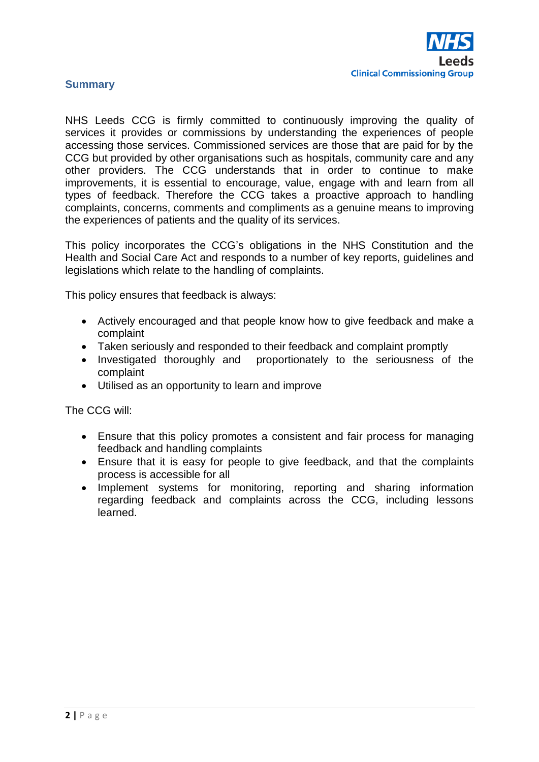## Summary

NHS Leeds CCG is firmly committed to continuously improving the quality of services it provides or commissions by understanding the experiences of people accessing those services. Commissioned services are those that are paid for by the CCG but provided by other organisations such as hospitals, community care and any other providers. The CCG understands that in order to continue to make improvements, it is essential to encourage, value, engage with and learn from all types of feedback. Therefore the CCG takes a proactive approach to handling complaints, concerns, comments and compliments as a genuine means to improving the experiences of patients and the quality of its services.

This policy incorporates the CCG's obligations in the NHS Constitution and the Health and Social Care Act and responds to a number of key reports, guidelines and legislations which relate to the handling of complaints.

This policy ensures that feedback is always:

- Actively encouraged and that people know how to give feedback and make a complaint
- Taken seriously and responded to their feedback and complaint promptly
- Investigated thoroughly and proportionately to the seriousness of the complaint
- Utilised as an opportunity to learn and improve

The CCG will:

- Ensure that this policy promotes a consistent and fair process for managing feedback and handling complaints
- Ensure that it is easy for people to give feedback, and that the complaints process is accessible for all
- Implement systems for monitoring, reporting and sharing information regarding feedback and complaints across the CCG, including lessons learned.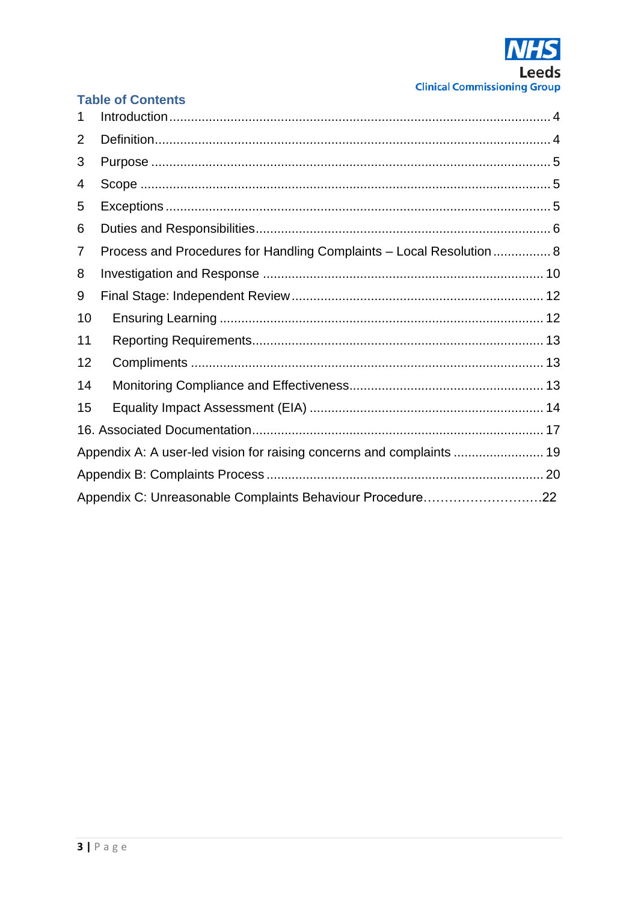## Table of Contents

1 Introduction .... 4
2 Definition .... 4
3 Purpose .... 5
4 Scope .... 5
5 Exceptions .... 5
6 Duties and Responsibilities .... 6
7 Process and Procedures for Handling Complaints – Local Resolution .... 8
8 Investigation and Response .... 10
9 Final Stage: Independent Review .... 12
10 Ensuring Learning .... 12
11 Reporting Requirements .... 13
12 Compliments .... 13
14 Monitoring Compliance and Effectiveness .... 13
15 Equality Impact Assessment (EIA) .... 14
16. Associated Documentation .... 17
Appendix A: A user-led vision for raising concerns and complaints .... 19
Appendix B: Complaints Process .... 20
Appendix C: Unreasonable Complaints Behaviour Procedure .... 22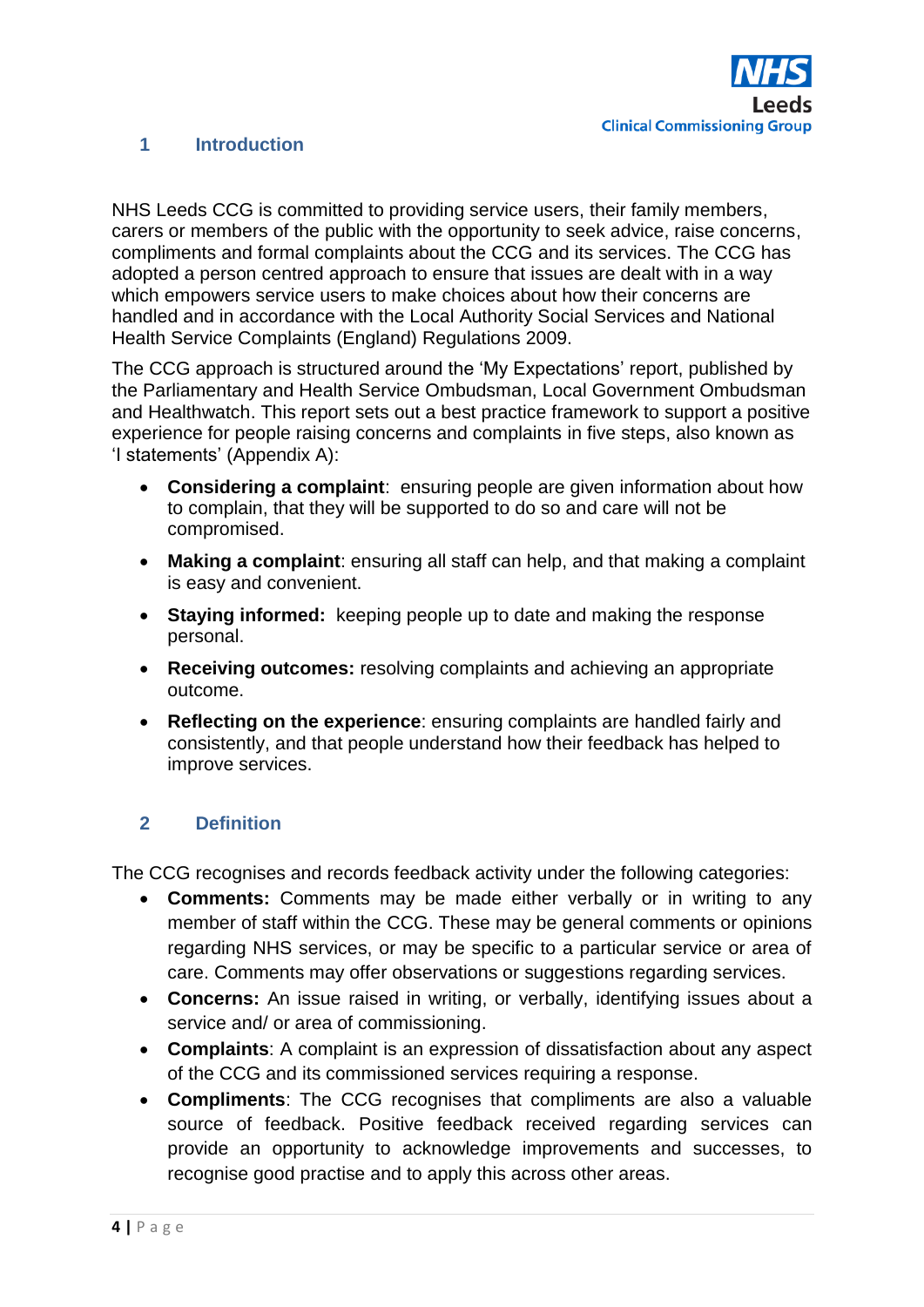## 1 Introduction

NHS Leeds CCG is committed to providing service users, their family members, carers or members of the public with the opportunity to seek advice, raise concerns, compliments and formal complaints about the CCG and its services. The CCG has adopted a person centred approach to ensure that issues are dealt with in a way which empowers service users to make choices about how their concerns are handled and in accordance with the Local Authority Social Services and National Health Service Complaints (England) Regulations 2009.

The CCG approach is structured around the 'My Expectations' report, published by the Parliamentary and Health Service Ombudsman, Local Government Ombudsman and Healthwatch. This report sets out a best practice framework to support a positive experience for people raising concerns and complaints in five steps, also known as 'I statements' (Appendix A):

- **Considering a complaint**: ensuring people are given information about how to complain, that they will be supported to do so and care will not be compromised.
- **Making a complaint**: ensuring all staff can help, and that making a complaint is easy and convenient.
- **Staying informed:** keeping people up to date and making the response personal.
- **Receiving outcomes:** resolving complaints and achieving an appropriate outcome.
- **Reflecting on the experience**: ensuring complaints are handled fairly and consistently, and that people understand how their feedback has helped to improve services.

## 2 Definition

The CCG recognises and records feedback activity under the following categories:

- **Comments:** Comments may be made either verbally or in writing to any member of staff within the CCG. These may be general comments or opinions regarding NHS services, or may be specific to a particular service or area of care. Comments may offer observations or suggestions regarding services.
- **Concerns:** An issue raised in writing, or verbally, identifying issues about a service and/ or area of commissioning.
- **Complaints**: A complaint is an expression of dissatisfaction about any aspect of the CCG and its commissioned services requiring a response.
- **Compliments**: The CCG recognises that compliments are also a valuable source of feedback. Positive feedback received regarding services can provide an opportunity to acknowledge improvements and successes, to recognise good practise and to apply this across other areas.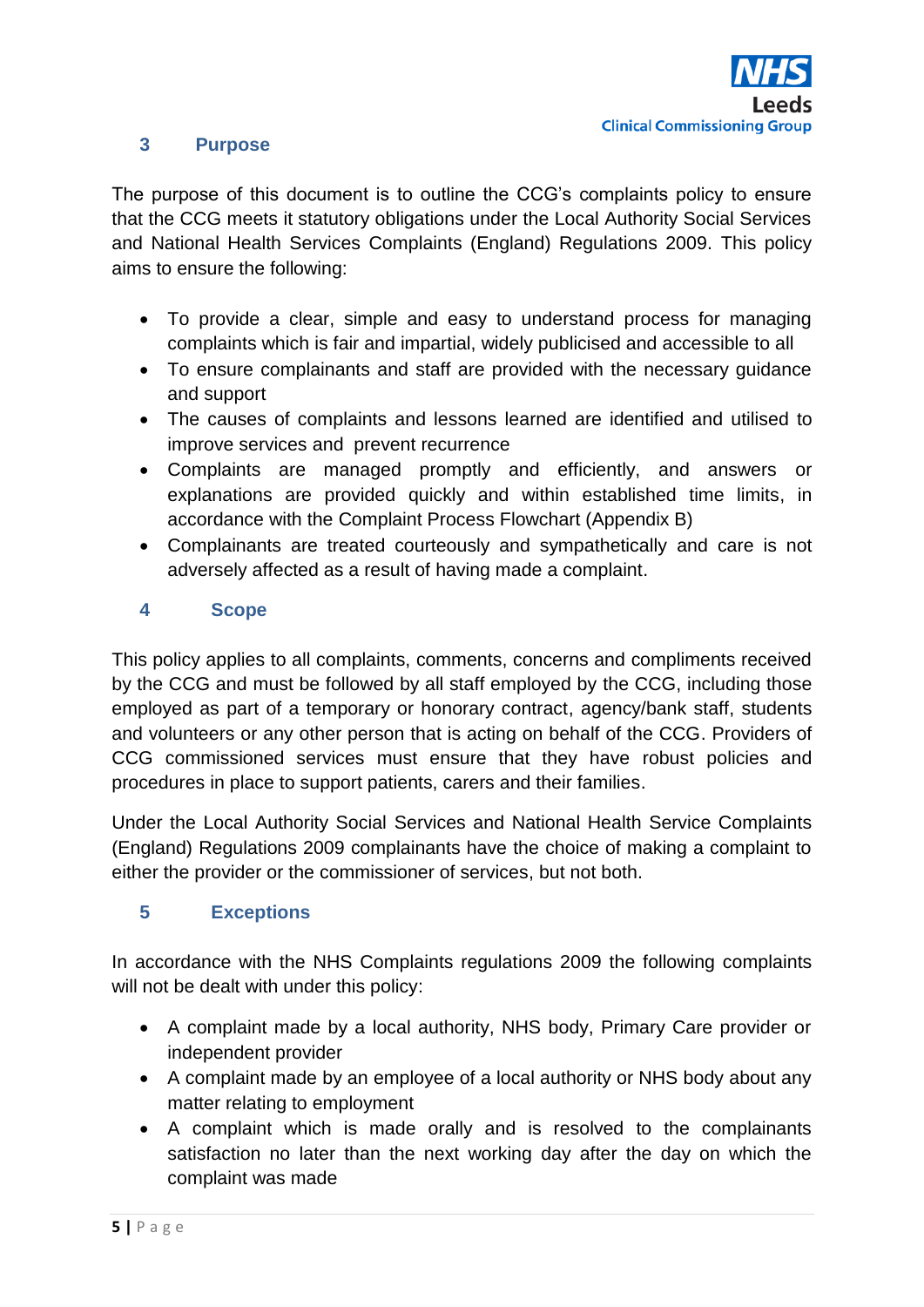## 3 Purpose

The purpose of this document is to outline the CCG's complaints policy to ensure that the CCG meets it statutory obligations under the Local Authority Social Services and National Health Services Complaints (England) Regulations 2009. This policy aims to ensure the following:

- To provide a clear, simple and easy to understand process for managing complaints which is fair and impartial, widely publicised and accessible to all
- To ensure complainants and staff are provided with the necessary guidance and support
- The causes of complaints and lessons learned are identified and utilised to improve services and prevent recurrence
- Complaints are managed promptly and efficiently, and answers or explanations are provided quickly and within established time limits, in accordance with the Complaint Process Flowchart (Appendix B)
- Complainants are treated courteously and sympathetically and care is not adversely affected as a result of having made a complaint.

## 4 Scope

This policy applies to all complaints, comments, concerns and compliments received by the CCG and must be followed by all staff employed by the CCG, including those employed as part of a temporary or honorary contract, agency/bank staff, students and volunteers or any other person that is acting on behalf of the CCG. Providers of CCG commissioned services must ensure that they have robust policies and procedures in place to support patients, carers and their families.

Under the Local Authority Social Services and National Health Service Complaints (England) Regulations 2009 complainants have the choice of making a complaint to either the provider or the commissioner of services, but not both.

## 5 Exceptions

In accordance with the NHS Complaints regulations 2009 the following complaints will not be dealt with under this policy:

- A complaint made by a local authority, NHS body, Primary Care provider or independent provider
- A complaint made by an employee of a local authority or NHS body about any matter relating to employment
- A complaint which is made orally and is resolved to the complainants satisfaction no later than the next working day after the day on which the complaint was made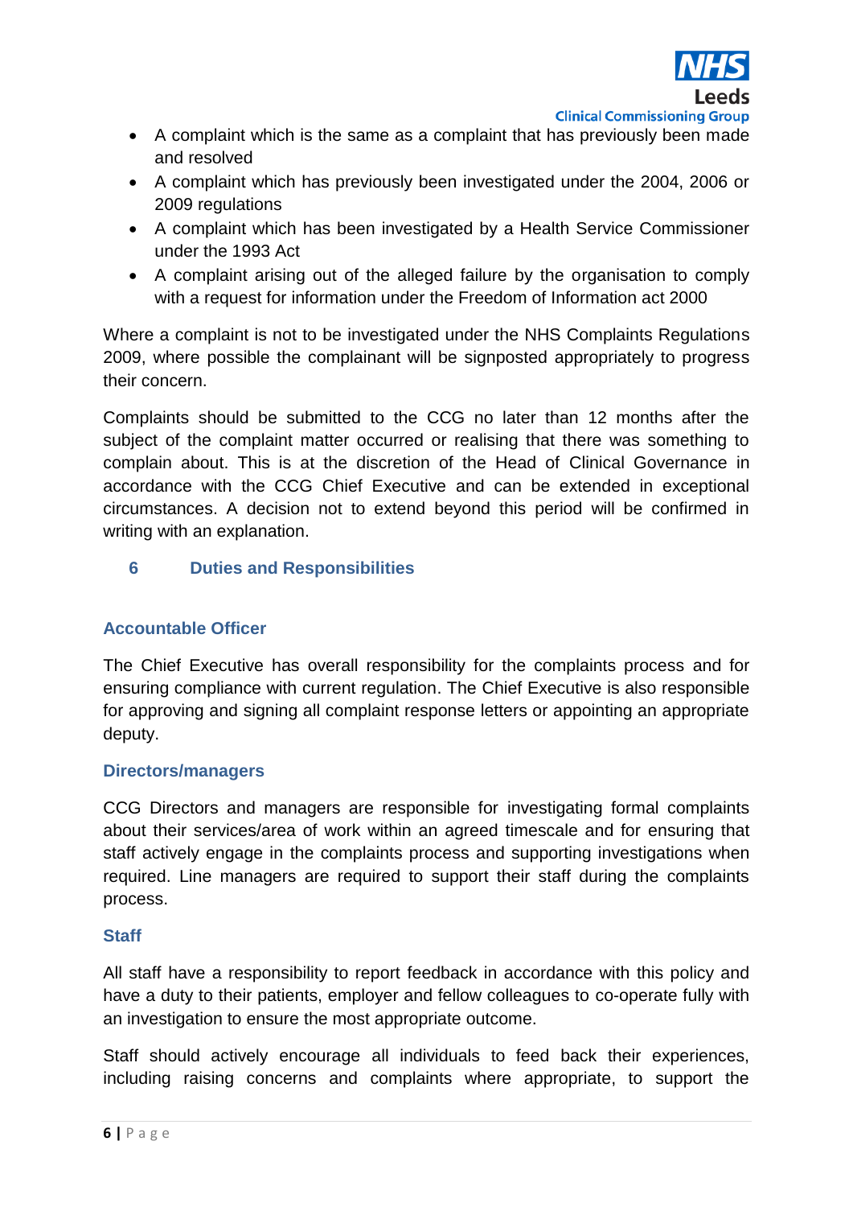- A complaint which is the same as a complaint that has previously been made and resolved
- A complaint which has previously been investigated under the 2004, 2006 or 2009 regulations
- A complaint which has been investigated by a Health Service Commissioner under the 1993 Act
- A complaint arising out of the alleged failure by the organisation to comply with a request for information under the Freedom of Information act 2000

Where a complaint is not to be investigated under the NHS Complaints Regulations 2009, where possible the complainant will be signposted appropriately to progress their concern.

Complaints should be submitted to the CCG no later than 12 months after the subject of the complaint matter occurred or realising that there was something to complain about. This is at the discretion of the Head of Clinical Governance in accordance with the CCG Chief Executive and can be extended in exceptional circumstances. A decision not to extend beyond this period will be confirmed in writing with an explanation.

## 6 Duties and Responsibilities

### Accountable Officer

The Chief Executive has overall responsibility for the complaints process and for ensuring compliance with current regulation. The Chief Executive is also responsible for approving and signing all complaint response letters or appointing an appropriate deputy.

### Directors/managers

CCG Directors and managers are responsible for investigating formal complaints about their services/area of work within an agreed timescale and for ensuring that staff actively engage in the complaints process and supporting investigations when required. Line managers are required to support their staff during the complaints process.

### Staff

All staff have a responsibility to report feedback in accordance with this policy and have a duty to their patients, employer and fellow colleagues to co-operate fully with an investigation to ensure the most appropriate outcome.

Staff should actively encourage all individuals to feed back their experiences, including raising concerns and complaints where appropriate, to support the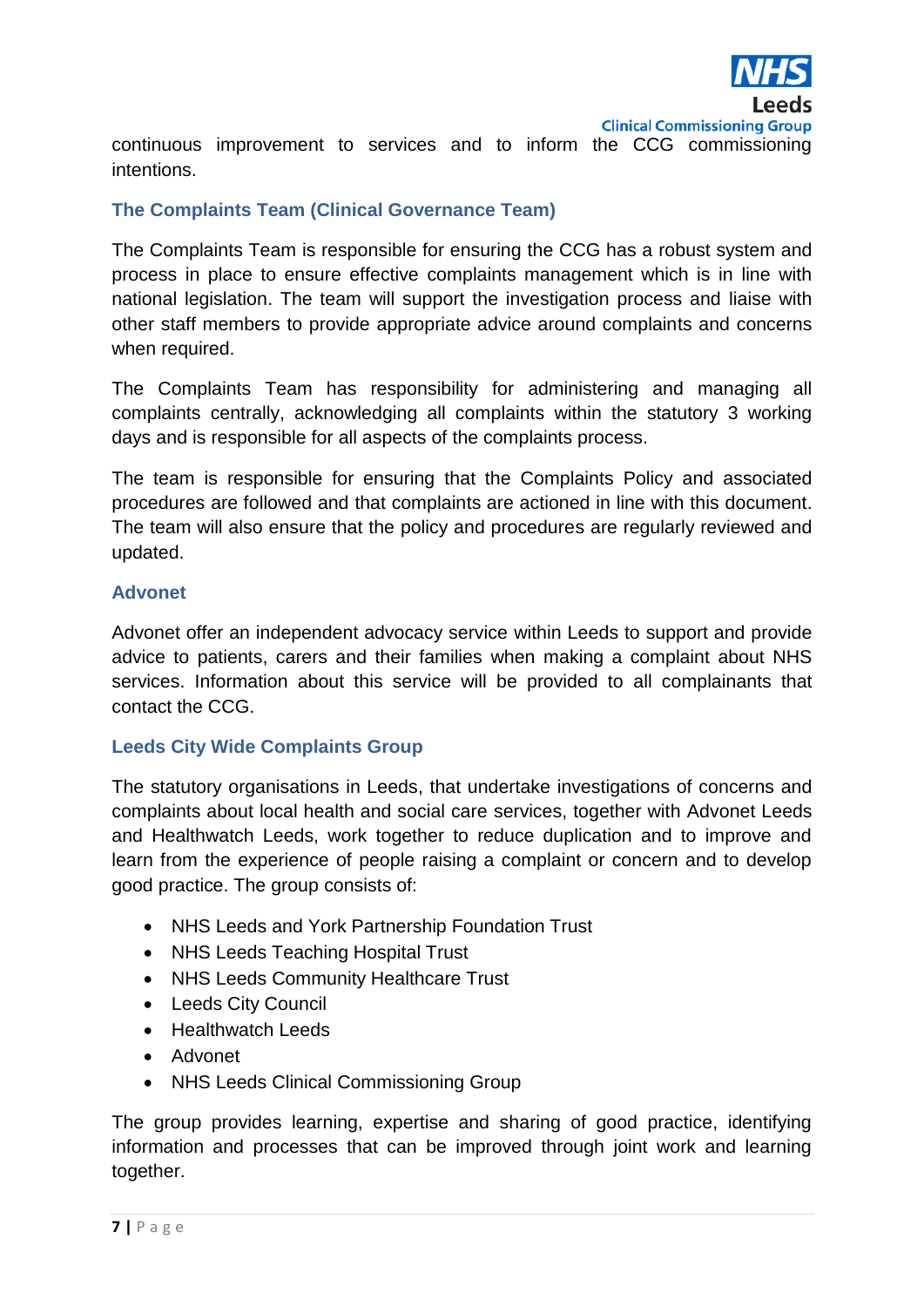continuous improvement to services and to inform the CCG commissioning intentions.

### The Complaints Team (Clinical Governance Team)

The Complaints Team is responsible for ensuring the CCG has a robust system and process in place to ensure effective complaints management which is in line with national legislation. The team will support the investigation process and liaise with other staff members to provide appropriate advice around complaints and concerns when required.

The Complaints Team has responsibility for administering and managing all complaints centrally, acknowledging all complaints within the statutory 3 working days and is responsible for all aspects of the complaints process.

The team is responsible for ensuring that the Complaints Policy and associated procedures are followed and that complaints are actioned in line with this document. The team will also ensure that the policy and procedures are regularly reviewed and updated.

### Advonet

Advonet offer an independent advocacy service within Leeds to support and provide advice to patients, carers and their families when making a complaint about NHS services. Information about this service will be provided to all complainants that contact the CCG.

### Leeds City Wide Complaints Group

The statutory organisations in Leeds, that undertake investigations of concerns and complaints about local health and social care services, together with Advonet Leeds and Healthwatch Leeds, work together to reduce duplication and to improve and learn from the experience of people raising a complaint or concern and to develop good practice. The group consists of:

- NHS Leeds and York Partnership Foundation Trust
- NHS Leeds Teaching Hospital Trust
- NHS Leeds Community Healthcare Trust
- Leeds City Council
- Healthwatch Leeds
- Advonet
- NHS Leeds Clinical Commissioning Group

The group provides learning, expertise and sharing of good practice, identifying information and processes that can be improved through joint work and learning together.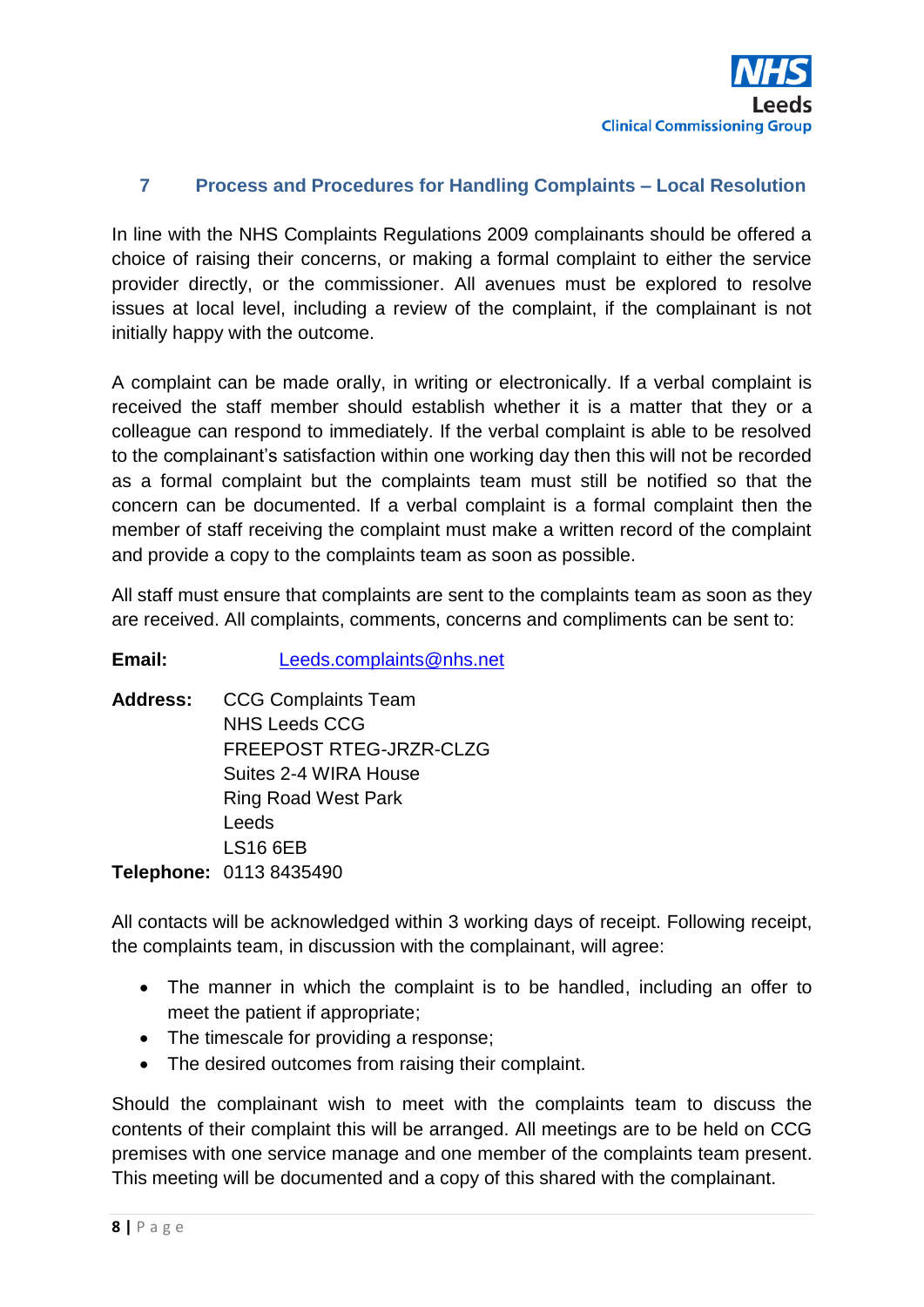## 7 Process and Procedures for Handling Complaints – Local Resolution

In line with the NHS Complaints Regulations 2009 complainants should be offered a choice of raising their concerns, or making a formal complaint to either the service provider directly, or the commissioner. All avenues must be explored to resolve issues at local level, including a review of the complaint, if the complainant is not initially happy with the outcome.

A complaint can be made orally, in writing or electronically. If a verbal complaint is received the staff member should establish whether it is a matter that they or a colleague can respond to immediately. If the verbal complaint is able to be resolved to the complainant's satisfaction within one working day then this will not be recorded as a formal complaint but the complaints team must still be notified so that the concern can be documented. If a verbal complaint is a formal complaint then the member of staff receiving the complaint must make a written record of the complaint and provide a copy to the complaints team as soon as possible.

All staff must ensure that complaints are sent to the complaints team as soon as they are received. All complaints, comments, concerns and compliments can be sent to:

**Email:** Leeds.complaints@nhs.net

**Address:** CCG Complaints Team
NHS Leeds CCG
FREEPOST RTEG-JRZR-CLZG
Suites 2-4 WIRA House
Ring Road West Park
Leeds
LS16 6EB

**Telephone:** 0113 8435490

All contacts will be acknowledged within 3 working days of receipt. Following receipt, the complaints team, in discussion with the complainant, will agree:

- The manner in which the complaint is to be handled, including an offer to meet the patient if appropriate;
- The timescale for providing a response;
- The desired outcomes from raising their complaint.

Should the complainant wish to meet with the complaints team to discuss the contents of their complaint this will be arranged. All meetings are to be held on CCG premises with one service manage and one member of the complaints team present. This meeting will be documented and a copy of this shared with the complainant.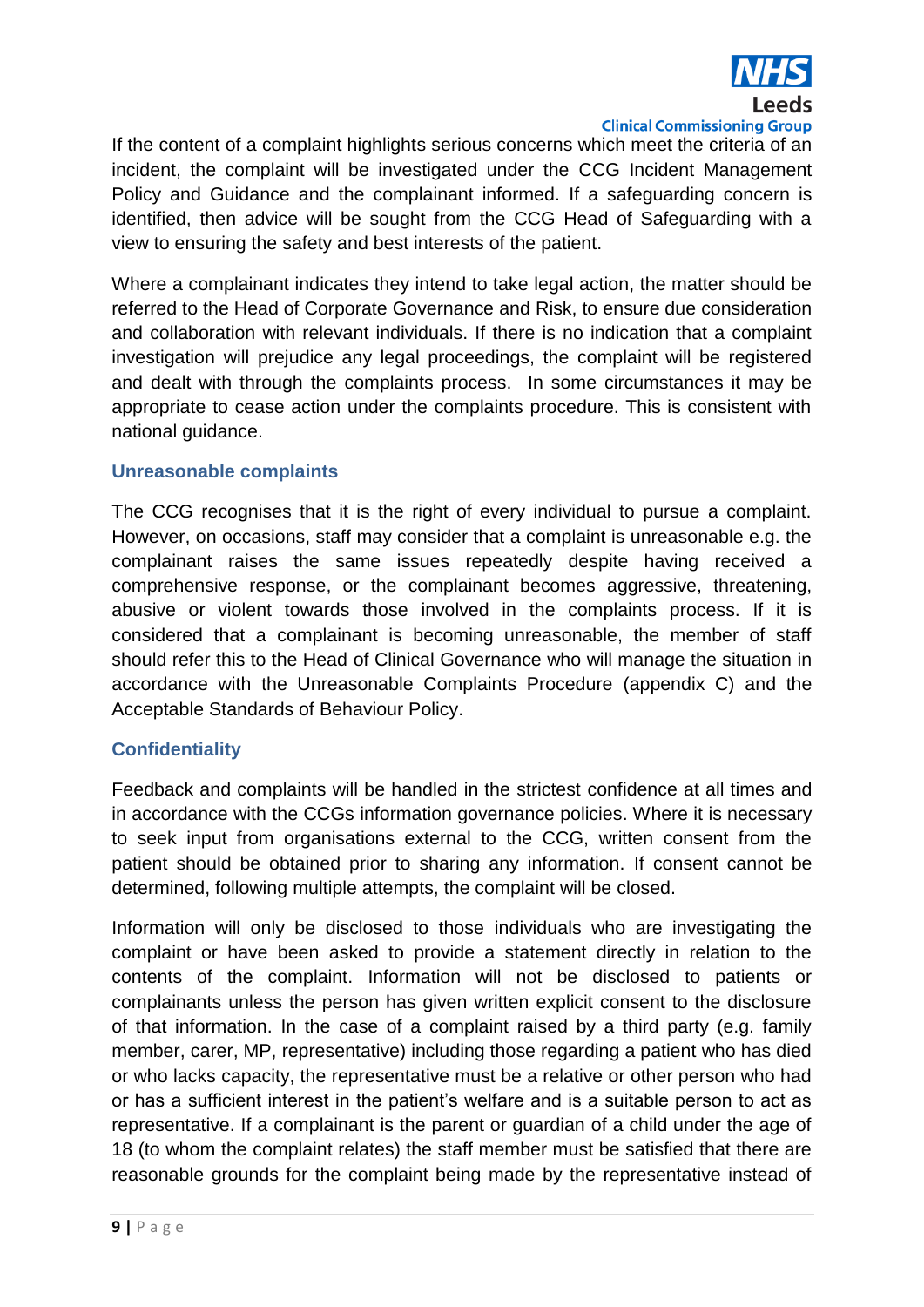If the content of a complaint highlights serious concerns which meet the criteria of an incident, the complaint will be investigated under the CCG Incident Management Policy and Guidance and the complainant informed. If a safeguarding concern is identified, then advice will be sought from the CCG Head of Safeguarding with a view to ensuring the safety and best interests of the patient.

Where a complainant indicates they intend to take legal action, the matter should be referred to the Head of Corporate Governance and Risk, to ensure due consideration and collaboration with relevant individuals. If there is no indication that a complaint investigation will prejudice any legal proceedings, the complaint will be registered and dealt with through the complaints process. In some circumstances it may be appropriate to cease action under the complaints procedure. This is consistent with national guidance.

### Unreasonable complaints

The CCG recognises that it is the right of every individual to pursue a complaint. However, on occasions, staff may consider that a complaint is unreasonable e.g. the complainant raises the same issues repeatedly despite having received a comprehensive response, or the complainant becomes aggressive, threatening, abusive or violent towards those involved in the complaints process. If it is considered that a complainant is becoming unreasonable, the member of staff should refer this to the Head of Clinical Governance who will manage the situation in accordance with the Unreasonable Complaints Procedure (appendix C) and the Acceptable Standards of Behaviour Policy.

### Confidentiality

Feedback and complaints will be handled in the strictest confidence at all times and in accordance with the CCGs information governance policies. Where it is necessary to seek input from organisations external to the CCG, written consent from the patient should be obtained prior to sharing any information. If consent cannot be determined, following multiple attempts, the complaint will be closed.

Information will only be disclosed to those individuals who are investigating the complaint or have been asked to provide a statement directly in relation to the contents of the complaint. Information will not be disclosed to patients or complainants unless the person has given written explicit consent to the disclosure of that information. In the case of a complaint raised by a third party (e.g. family member, carer, MP, representative) including those regarding a patient who has died or who lacks capacity, the representative must be a relative or other person who had or has a sufficient interest in the patient's welfare and is a suitable person to act as representative. If a complainant is the parent or guardian of a child under the age of 18 (to whom the complaint relates) the staff member must be satisfied that there are reasonable grounds for the complaint being made by the representative instead of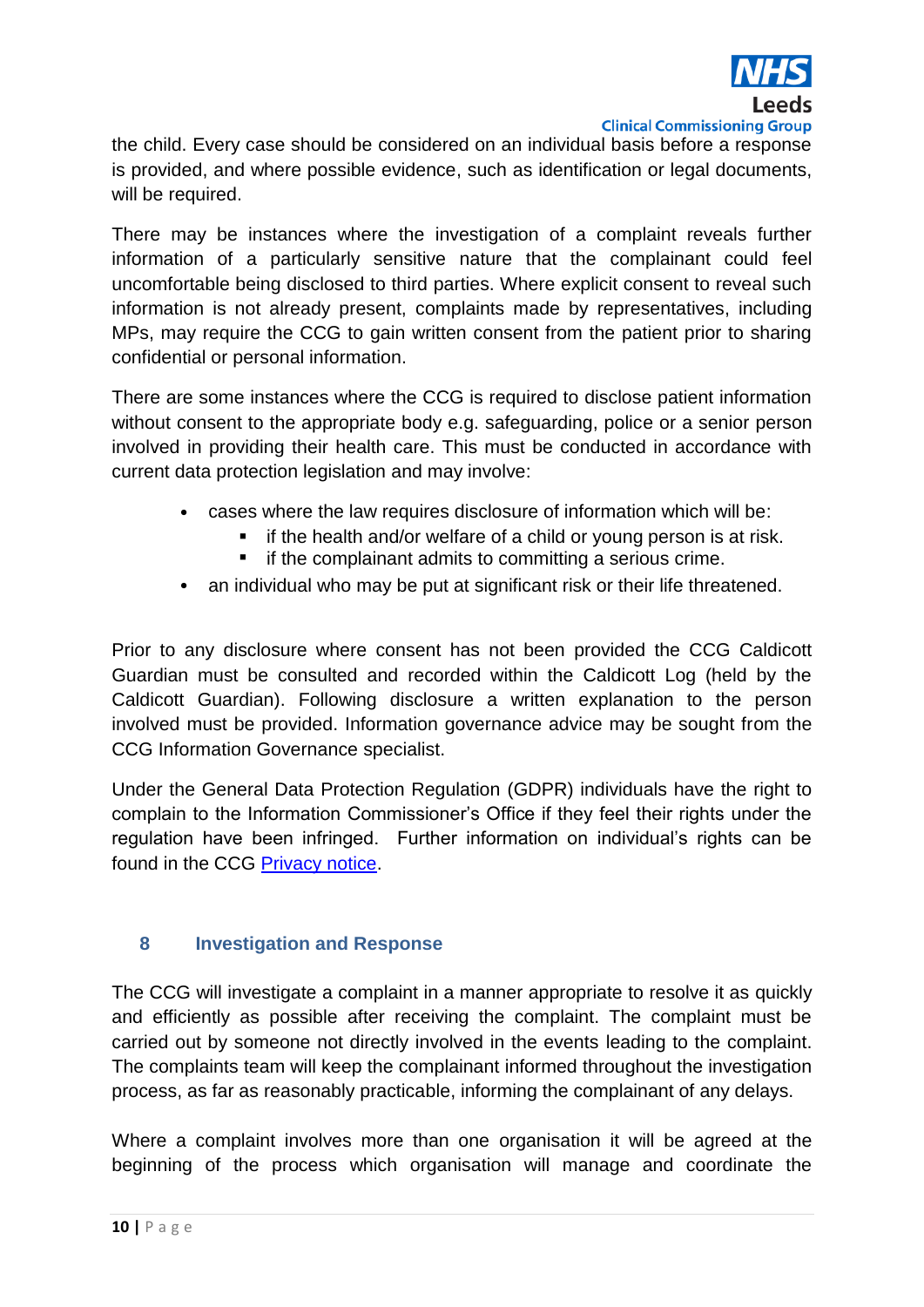the child. Every case should be considered on an individual basis before a response is provided, and where possible evidence, such as identification or legal documents, will be required.

There may be instances where the investigation of a complaint reveals further information of a particularly sensitive nature that the complainant could feel uncomfortable being disclosed to third parties. Where explicit consent to reveal such information is not already present, complaints made by representatives, including MPs, may require the CCG to gain written consent from the patient prior to sharing confidential or personal information.

There are some instances where the CCG is required to disclose patient information without consent to the appropriate body e.g. safeguarding, police or a senior person involved in providing their health care. This must be conducted in accordance with current data protection legislation and may involve:

- cases where the law requires disclosure of information which will be:
  - if the health and/or welfare of a child or young person is at risk.
  - if the complainant admits to committing a serious crime.
- an individual who may be put at significant risk or their life threatened.

Prior to any disclosure where consent has not been provided the CCG Caldicott Guardian must be consulted and recorded within the Caldicott Log (held by the Caldicott Guardian). Following disclosure a written explanation to the person involved must be provided. Information governance advice may be sought from the CCG Information Governance specialist.

Under the General Data Protection Regulation (GDPR) individuals have the right to complain to the Information Commissioner's Office if they feel their rights under the regulation have been infringed. Further information on individual's rights can be found in the CCG Privacy notice.

## 8 Investigation and Response

The CCG will investigate a complaint in a manner appropriate to resolve it as quickly and efficiently as possible after receiving the complaint. The complaint must be carried out by someone not directly involved in the events leading to the complaint. The complaints team will keep the complainant informed throughout the investigation process, as far as reasonably practicable, informing the complainant of any delays.

Where a complaint involves more than one organisation it will be agreed at the beginning of the process which organisation will manage and coordinate the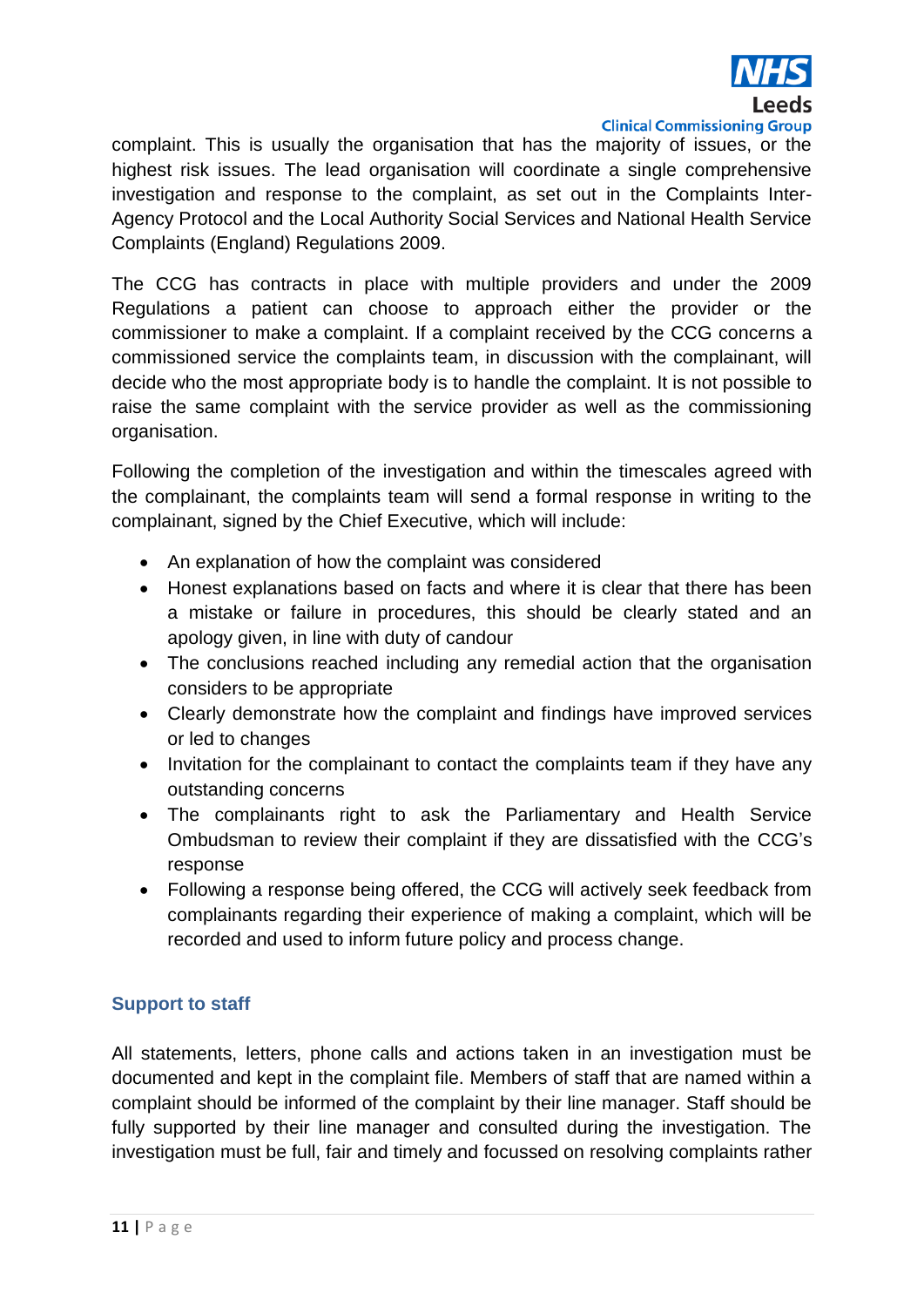complaint. This is usually the organisation that has the majority of issues, or the highest risk issues. The lead organisation will coordinate a single comprehensive investigation and response to the complaint, as set out in the Complaints Inter-Agency Protocol and the Local Authority Social Services and National Health Service Complaints (England) Regulations 2009.

The CCG has contracts in place with multiple providers and under the 2009 Regulations a patient can choose to approach either the provider or the commissioner to make a complaint. If a complaint received by the CCG concerns a commissioned service the complaints team, in discussion with the complainant, will decide who the most appropriate body is to handle the complaint. It is not possible to raise the same complaint with the service provider as well as the commissioning organisation.

Following the completion of the investigation and within the timescales agreed with the complainant, the complaints team will send a formal response in writing to the complainant, signed by the Chief Executive, which will include:

- An explanation of how the complaint was considered
- Honest explanations based on facts and where it is clear that there has been a mistake or failure in procedures, this should be clearly stated and an apology given, in line with duty of candour
- The conclusions reached including any remedial action that the organisation considers to be appropriate
- Clearly demonstrate how the complaint and findings have improved services or led to changes
- Invitation for the complainant to contact the complaints team if they have any outstanding concerns
- The complainants right to ask the Parliamentary and Health Service Ombudsman to review their complaint if they are dissatisfied with the CCG's response
- Following a response being offered, the CCG will actively seek feedback from complainants regarding their experience of making a complaint, which will be recorded and used to inform future policy and process change.

### Support to staff

All statements, letters, phone calls and actions taken in an investigation must be documented and kept in the complaint file. Members of staff that are named within a complaint should be informed of the complaint by their line manager. Staff should be fully supported by their line manager and consulted during the investigation. The investigation must be full, fair and timely and focussed on resolving complaints rather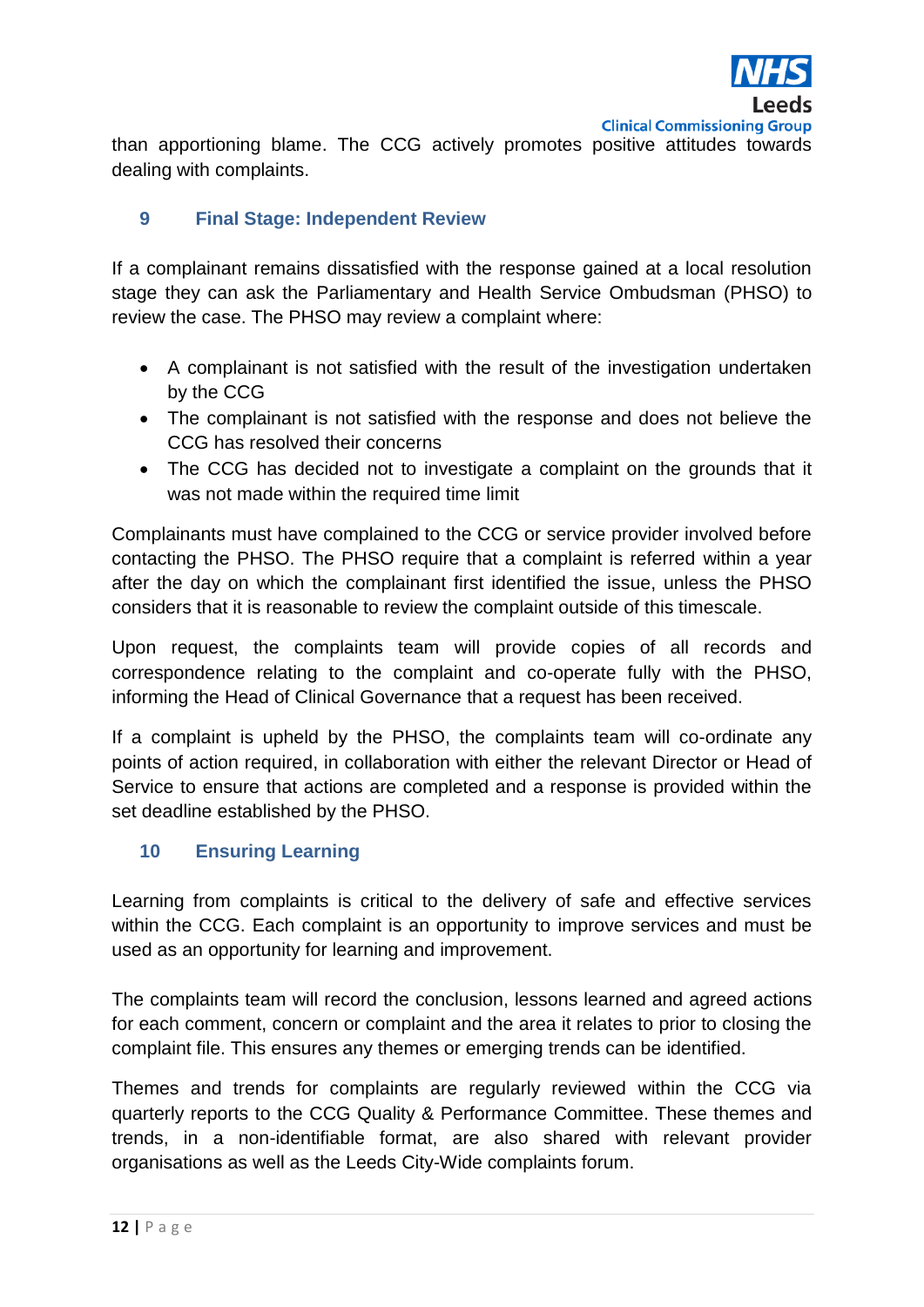than apportioning blame. The CCG actively promotes positive attitudes towards dealing with complaints.

## 9 Final Stage: Independent Review

If a complainant remains dissatisfied with the response gained at a local resolution stage they can ask the Parliamentary and Health Service Ombudsman (PHSO) to review the case. The PHSO may review a complaint where:

- A complainant is not satisfied with the result of the investigation undertaken by the CCG
- The complainant is not satisfied with the response and does not believe the CCG has resolved their concerns
- The CCG has decided not to investigate a complaint on the grounds that it was not made within the required time limit

Complainants must have complained to the CCG or service provider involved before contacting the PHSO. The PHSO require that a complaint is referred within a year after the day on which the complainant first identified the issue, unless the PHSO considers that it is reasonable to review the complaint outside of this timescale.

Upon request, the complaints team will provide copies of all records and correspondence relating to the complaint and co-operate fully with the PHSO, informing the Head of Clinical Governance that a request has been received.

If a complaint is upheld by the PHSO, the complaints team will co-ordinate any points of action required, in collaboration with either the relevant Director or Head of Service to ensure that actions are completed and a response is provided within the set deadline established by the PHSO.

## 10 Ensuring Learning

Learning from complaints is critical to the delivery of safe and effective services within the CCG. Each complaint is an opportunity to improve services and must be used as an opportunity for learning and improvement.

The complaints team will record the conclusion, lessons learned and agreed actions for each comment, concern or complaint and the area it relates to prior to closing the complaint file. This ensures any themes or emerging trends can be identified.

Themes and trends for complaints are regularly reviewed within the CCG via quarterly reports to the CCG Quality & Performance Committee. These themes and trends, in a non-identifiable format, are also shared with relevant provider organisations as well as the Leeds City-Wide complaints forum.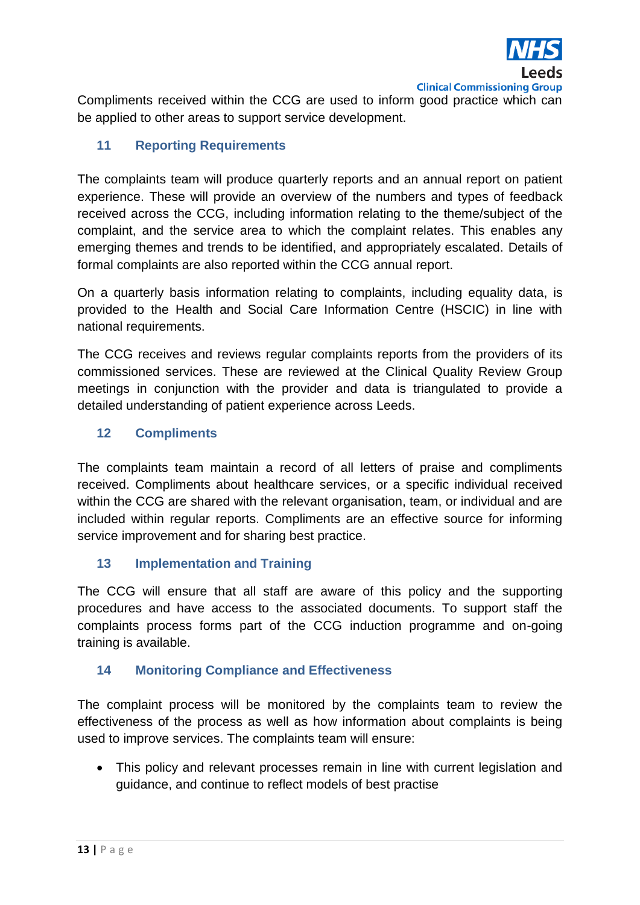Compliments received within the CCG are used to inform good practice which can be applied to other areas to support service development.

## 11 Reporting Requirements

The complaints team will produce quarterly reports and an annual report on patient experience. These will provide an overview of the numbers and types of feedback received across the CCG, including information relating to the theme/subject of the complaint, and the service area to which the complaint relates. This enables any emerging themes and trends to be identified, and appropriately escalated. Details of formal complaints are also reported within the CCG annual report.

On a quarterly basis information relating to complaints, including equality data, is provided to the Health and Social Care Information Centre (HSCIC) in line with national requirements.

The CCG receives and reviews regular complaints reports from the providers of its commissioned services. These are reviewed at the Clinical Quality Review Group meetings in conjunction with the provider and data is triangulated to provide a detailed understanding of patient experience across Leeds.

## 12 Compliments

The complaints team maintain a record of all letters of praise and compliments received. Compliments about healthcare services, or a specific individual received within the CCG are shared with the relevant organisation, team, or individual and are included within regular reports. Compliments are an effective source for informing service improvement and for sharing best practice.

## 13 Implementation and Training

The CCG will ensure that all staff are aware of this policy and the supporting procedures and have access to the associated documents. To support staff the complaints process forms part of the CCG induction programme and on-going training is available.

## 14 Monitoring Compliance and Effectiveness

The complaint process will be monitored by the complaints team to review the effectiveness of the process as well as how information about complaints is being used to improve services. The complaints team will ensure:

- This policy and relevant processes remain in line with current legislation and guidance, and continue to reflect models of best practise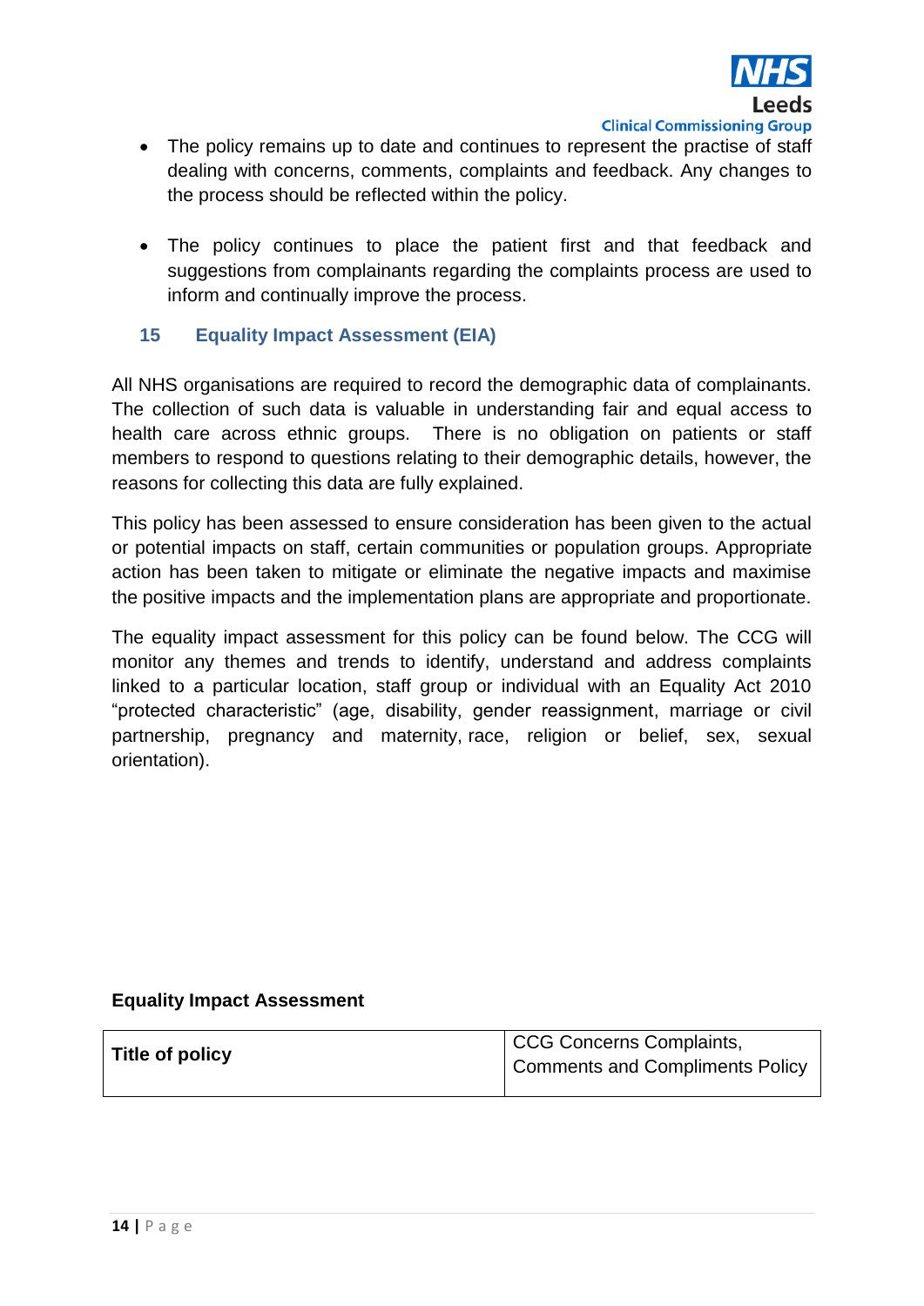- The policy remains up to date and continues to represent the practise of staff dealing with concerns, comments, complaints and feedback. Any changes to the process should be reflected within the policy.

- The policy continues to place the patient first and that feedback and suggestions from complainants regarding the complaints process are used to inform and continually improve the process.

## 15 Equality Impact Assessment (EIA)

All NHS organisations are required to record the demographic data of complainants. The collection of such data is valuable in understanding fair and equal access to health care across ethnic groups. There is no obligation on patients or staff members to respond to questions relating to their demographic details, however, the reasons for collecting this data are fully explained.

This policy has been assessed to ensure consideration has been given to the actual or potential impacts on staff, certain communities or population groups. Appropriate action has been taken to mitigate or eliminate the negative impacts and maximise the positive impacts and the implementation plans are appropriate and proportionate.

The equality impact assessment for this policy can be found below. The CCG will monitor any themes and trends to identify, understand and address complaints linked to a particular location, staff group or individual with an Equality Act 2010 "protected characteristic" (age, disability, gender reassignment, marriage or civil partnership, pregnancy and maternity, race, religion or belief, sex, sexual orientation).

**Equality Impact Assessment**

| **Title of policy** | CCG Concerns Complaints, Comments and Compliments Policy |
|---|---|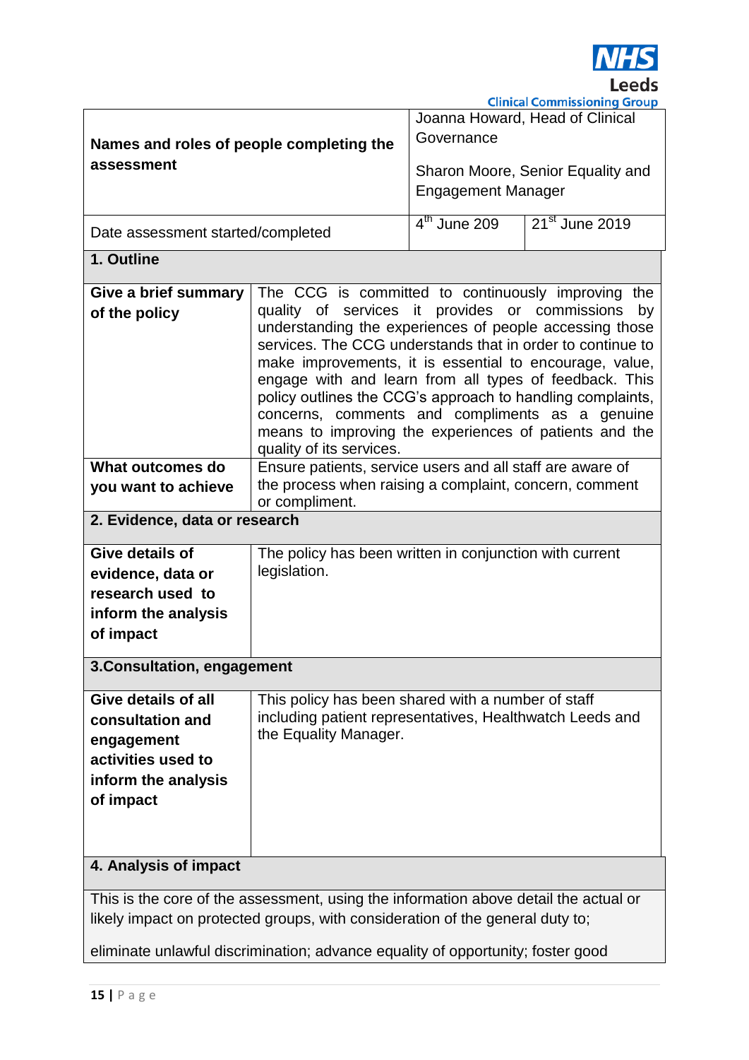| Names and roles of people completing the assessment | Joanna Howard, Head of Clinical Governance<br><br>Sharon Moore, Senior Equality and Engagement Manager | |
|---|---|---|
| Date assessment started/completed | 4th June 209 | 21st June 2019 |

| **1. Outline** | |
|---|---|
| **Give a brief summary of the policy** | The CCG is committed to continuously improving the quality of services it provides or commissions by understanding the experiences of people accessing those services. The CCG understands that in order to continue to make improvements, it is essential to encourage, value, engage with and learn from all types of feedback. This policy outlines the CCG's approach to handling complaints, concerns, comments and compliments as a genuine means to improving the experiences of patients and the quality of its services. |
| **What outcomes do you want to achieve** | Ensure patients, service users and all staff are aware of the process when raising a complaint, concern, comment or compliment. |
| **2. Evidence, data or research** | |
| **Give details of evidence, data or research used to inform the analysis of impact** | The policy has been written in conjunction with current legislation. |
| **3.Consultation, engagement** | |
| **Give details of all consultation and engagement activities used to inform the analysis of impact** | This policy has been shared with a number of staff including patient representatives, Healthwatch Leeds and the Equality Manager. |
| **4. Analysis of impact** | |

This is the core of the assessment, using the information above detail the actual or likely impact on protected groups, with consideration of the general duty to;

eliminate unlawful discrimination; advance equality of opportunity; foster good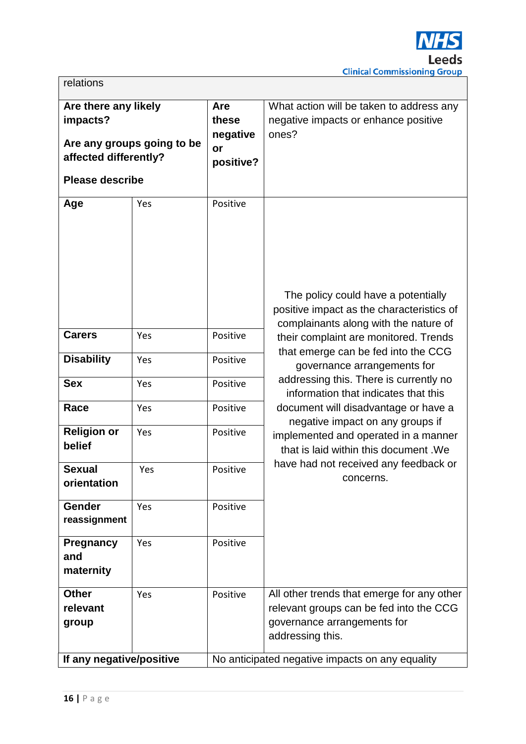| relations | | | |
|---|---|---|---|
| **Are there any likely impacts?**<br><br>**Are any groups going to be affected differently?**<br><br>**Please describe** | | **Are these negative or positive?** | What action will be taken to address any negative impacts or enhance positive ones? |
| **Age** | Yes | Positive | The policy could have a potentially positive impact as the characteristics of complainants along with the nature of their complaint are monitored. Trends that emerge can be fed into the CCG governance arrangements for addressing this. There is currently no information that indicates that this document will disadvantage or have a negative impact on any groups if implemented and operated in a manner that is laid within this document .We have had not received any feedback or concerns. |
| **Carers** | Yes | Positive | |
| **Disability** | Yes | Positive | |
| **Sex** | Yes | Positive | |
| **Race** | Yes | Positive | |
| **Religion or belief** | Yes | Positive | |
| **Sexual orientation** | Yes | Positive | |
| **Gender reassignment** | Yes | Positive | |
| **Pregnancy and maternity** | Yes | Positive | |
| **Other relevant group** | Yes | Positive | All other trends that emerge for any other relevant groups can be fed into the CCG governance arrangements for addressing this. |
| **If any negative/positive** | | No anticipated negative impacts on any equality | |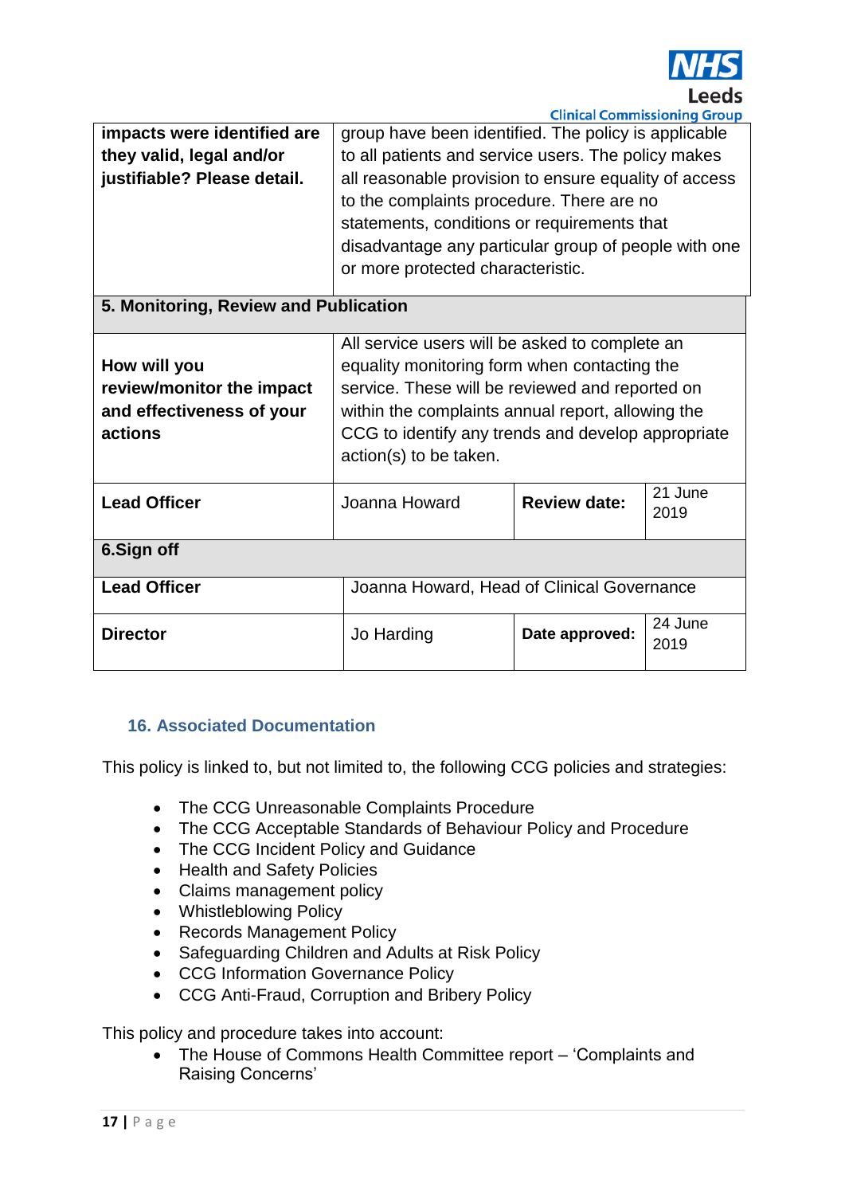| | | | |
|---|---|---|---|
| **impacts were identified are they valid, legal and/or justifiable? Please detail.** | group have been identified. The policy is applicable to all patients and service users. The policy makes all reasonable provision to ensure equality of access to the complaints procedure. There are no statements, conditions or requirements that disadvantage any particular group of people with one or more protected characteristic. | | |
| **5. Monitoring, Review and Publication** | | | |
| **How will you review/monitor the impact and effectiveness of your actions** | All service users will be asked to complete an equality monitoring form when contacting the service. These will be reviewed and reported on within the complaints annual report, allowing the CCG to identify any trends and develop appropriate action(s) to be taken. | | |
| **Lead Officer** | Joanna Howard | **Review date:** | 21 June 2019 |
| **6.Sign off** | | | |
| **Lead Officer** | Joanna Howard, Head of Clinical Governance | | |
| **Director** | Jo Harding | **Date approved:** | 24 June 2019 |

## 16. Associated Documentation

This policy is linked to, but not limited to, the following CCG policies and strategies:

- The CCG Unreasonable Complaints Procedure
- The CCG Acceptable Standards of Behaviour Policy and Procedure
- The CCG Incident Policy and Guidance
- Health and Safety Policies
- Claims management policy
- Whistleblowing Policy
- Records Management Policy
- Safeguarding Children and Adults at Risk Policy
- CCG Information Governance Policy
- CCG Anti-Fraud, Corruption and Bribery Policy

This policy and procedure takes into account:

- The House of Commons Health Committee report – 'Complaints and Raising Concerns'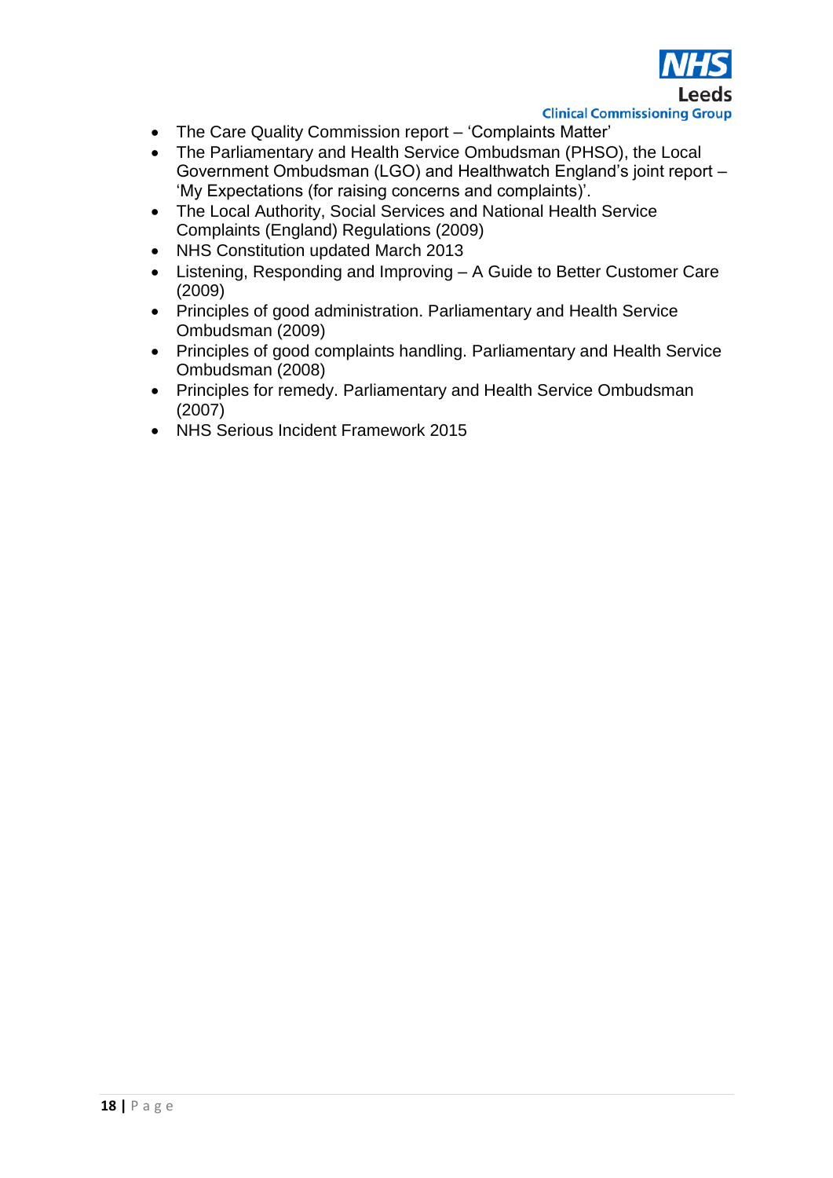- The Care Quality Commission report – 'Complaints Matter'
- The Parliamentary and Health Service Ombudsman (PHSO), the Local Government Ombudsman (LGO) and Healthwatch England's joint report – 'My Expectations (for raising concerns and complaints)'.
- The Local Authority, Social Services and National Health Service Complaints (England) Regulations (2009)
- NHS Constitution updated March 2013
- Listening, Responding and Improving – A Guide to Better Customer Care (2009)
- Principles of good administration. Parliamentary and Health Service Ombudsman (2009)
- Principles of good complaints handling. Parliamentary and Health Service Ombudsman (2008)
- Principles for remedy. Parliamentary and Health Service Ombudsman (2007)
- NHS Serious Incident Framework 2015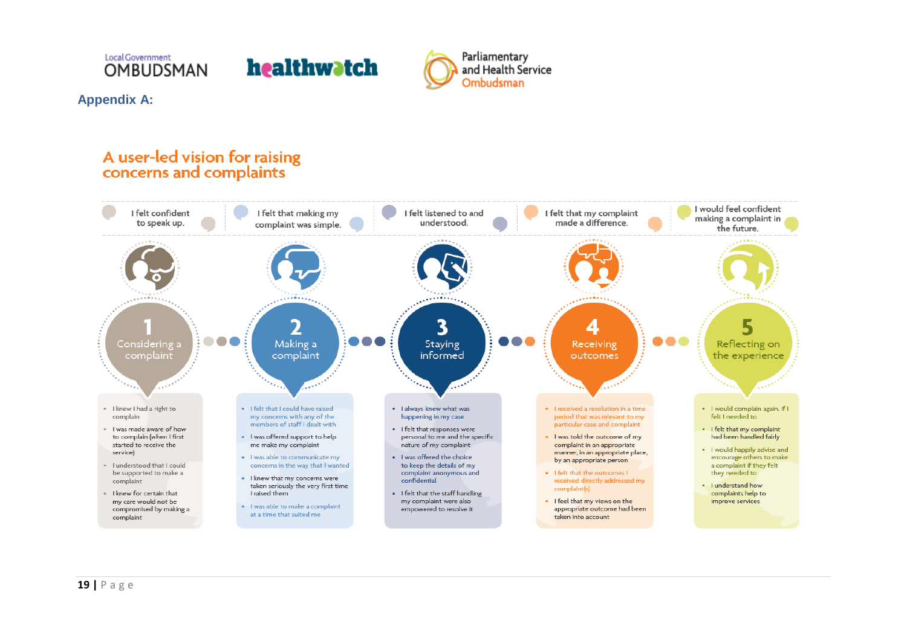## Appendix A:

# A user-led vision for raising concerns and complaints

| I felt confident to speak up. | I felt that making my complaint was simple. | I felt listened to and understood. | I felt that my complaint made a difference. | I would feel confident making a complaint in the future. |
|---|---|---|---|---|

### 1 Considering a complaint

- I knew I had a right to complain
- I was made aware of how to complain (when I first started to receive the service)
- I understood that I could be supported to make a complaint
- I knew for certain that my care would not be compromised by making a complaint

### 2 Making a complaint

- I felt that I could have raised my concerns with any of the members of staff I dealt with
- I was offered support to help me make my complaint
- I was able to communicate my concerns in the way that I wanted
- I knew that my concerns were taken seriously the very first time I raised them
- I was able to make a complaint at a time that suited me

### 3 Staying informed

- I always knew what was happening in my case
- I felt that responses were personal to me and the specific nature of my complaint
- I was offered the choice to keep the details of my complaint anonymous and confidential
- I felt that the staff handling my complaint were also empowered to resolve it

### 4 Receiving outcomes

- I received a resolution in a time period that was relevant to my particular case and complaint
- I was told the outcome of my complaint in an appropriate manner, in an appropriate place, by an appropriate person
- I felt that the outcomes I received directly addressed my complaint(s)
- I feel that my views on the appropriate outcome had been taken into account

### 5 Reflecting on the experience

- I would complain again, if I felt I needed to
- I felt that my complaint had been handled fairly
- I would happily advise and encourage others to make a complaint if they felt they needed to
- I understand how complaints help to improve services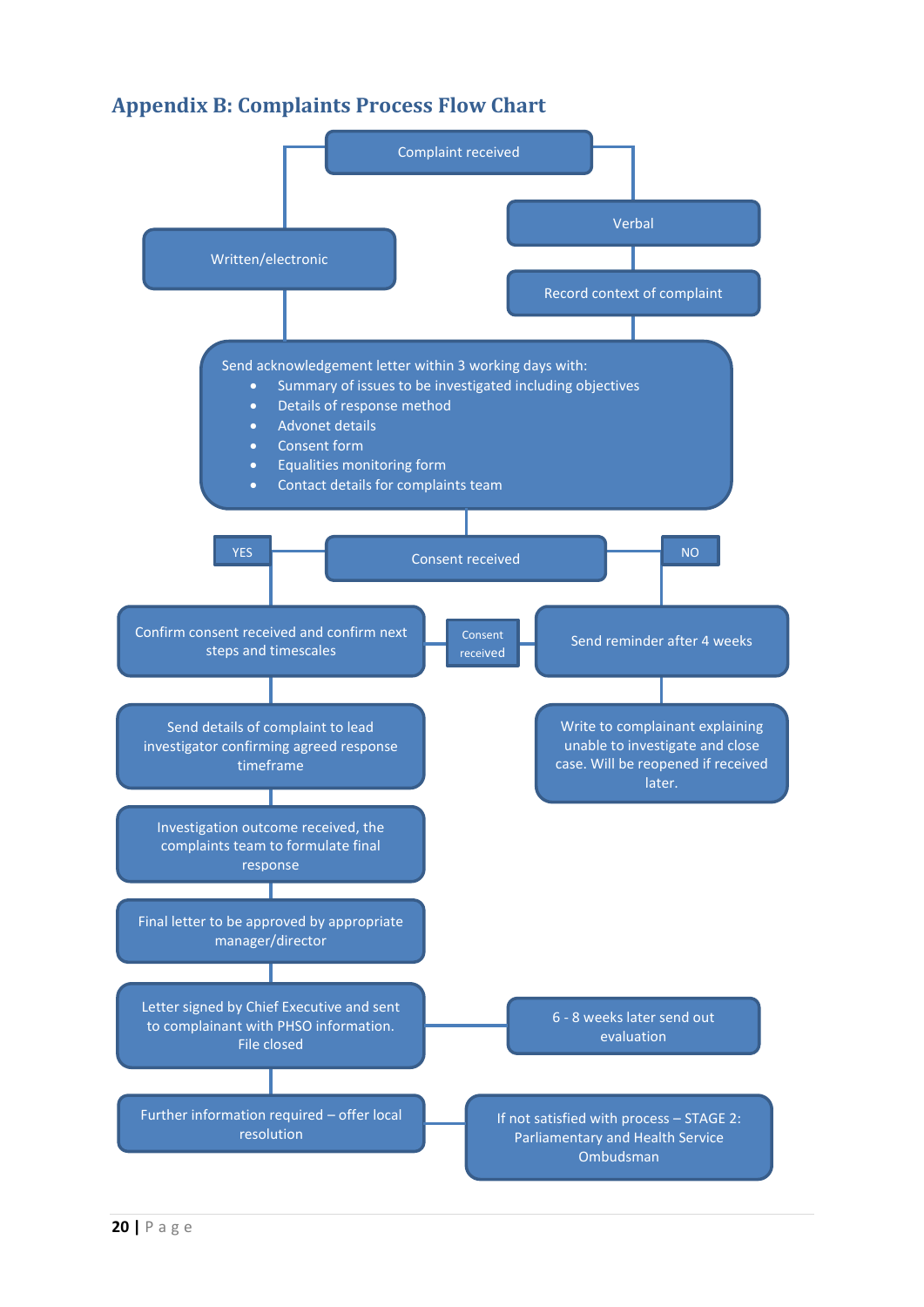## Appendix B: Complaints Process Flow Chart

Complaint received

Written/electronic

Verbal

Record context of complaint

Send acknowledgement letter within 3 working days with:

- Summary of issues to be investigated including objectives
- Details of response method
- Advonet details
- Consent form
- Equalities monitoring form
- Contact details for complaints team

Consent received

YES

Confirm consent received and confirm next steps and timescales

Send details of complaint to lead investigator confirming agreed response timeframe

Investigation outcome received, the complaints team to formulate final response

Final letter to be approved by appropriate manager/director

Letter signed by Chief Executive and sent to complainant with PHSO information. File closed

6 - 8 weeks later send out evaluation

Further information required – offer local resolution

If not satisfied with process – STAGE 2: Parliamentary and Health Service Ombudsman

NO

Send reminder after 4 weeks

Consent received

Write to complainant explaining unable to investigate and close case. Will be reopened if received later.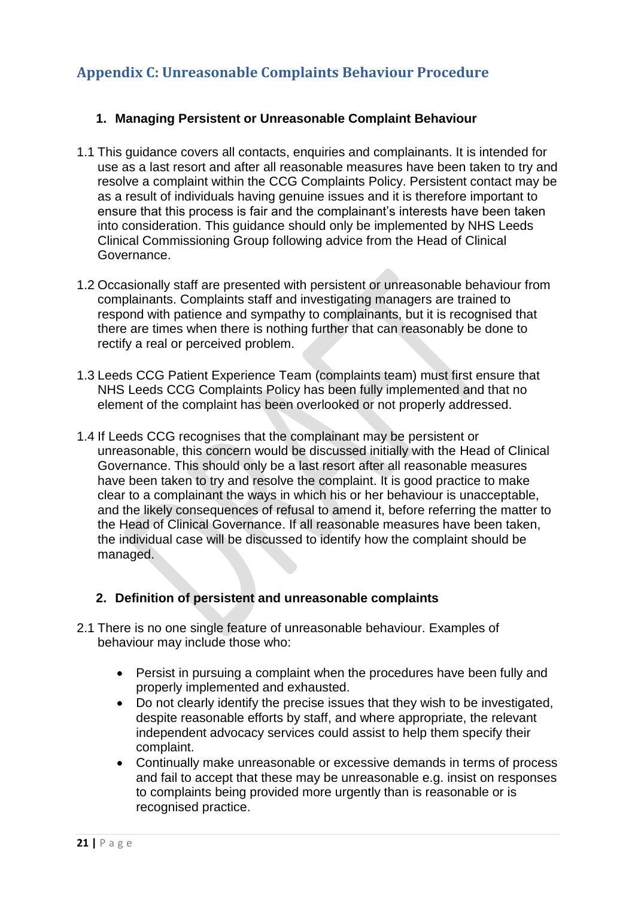## Appendix C: Unreasonable Complaints Behaviour Procedure

### 1. Managing Persistent or Unreasonable Complaint Behaviour

1.1 This guidance covers all contacts, enquiries and complainants. It is intended for use as a last resort and after all reasonable measures have been taken to try and resolve a complaint within the CCG Complaints Policy. Persistent contact may be as a result of individuals having genuine issues and it is therefore important to ensure that this process is fair and the complainant's interests have been taken into consideration. This guidance should only be implemented by NHS Leeds Clinical Commissioning Group following advice from the Head of Clinical Governance.

1.2 Occasionally staff are presented with persistent or unreasonable behaviour from complainants. Complaints staff and investigating managers are trained to respond with patience and sympathy to complainants, but it is recognised that there are times when there is nothing further that can reasonably be done to rectify a real or perceived problem.

1.3 Leeds CCG Patient Experience Team (complaints team) must first ensure that NHS Leeds CCG Complaints Policy has been fully implemented and that no element of the complaint has been overlooked or not properly addressed.

1.4 If Leeds CCG recognises that the complainant may be persistent or unreasonable, this concern would be discussed initially with the Head of Clinical Governance. This should only be a last resort after all reasonable measures have been taken to try and resolve the complaint. It is good practice to make clear to a complainant the ways in which his or her behaviour is unacceptable, and the likely consequences of refusal to amend it, before referring the matter to the Head of Clinical Governance. If all reasonable measures have been taken, the individual case will be discussed to identify how the complaint should be managed.

### 2. Definition of persistent and unreasonable complaints

2.1 There is no one single feature of unreasonable behaviour. Examples of behaviour may include those who:

- Persist in pursuing a complaint when the procedures have been fully and properly implemented and exhausted.
- Do not clearly identify the precise issues that they wish to be investigated, despite reasonable efforts by staff, and where appropriate, the relevant independent advocacy services could assist to help them specify their complaint.
- Continually make unreasonable or excessive demands in terms of process and fail to accept that these may be unreasonable e.g. insist on responses to complaints being provided more urgently than is reasonable or is recognised practice.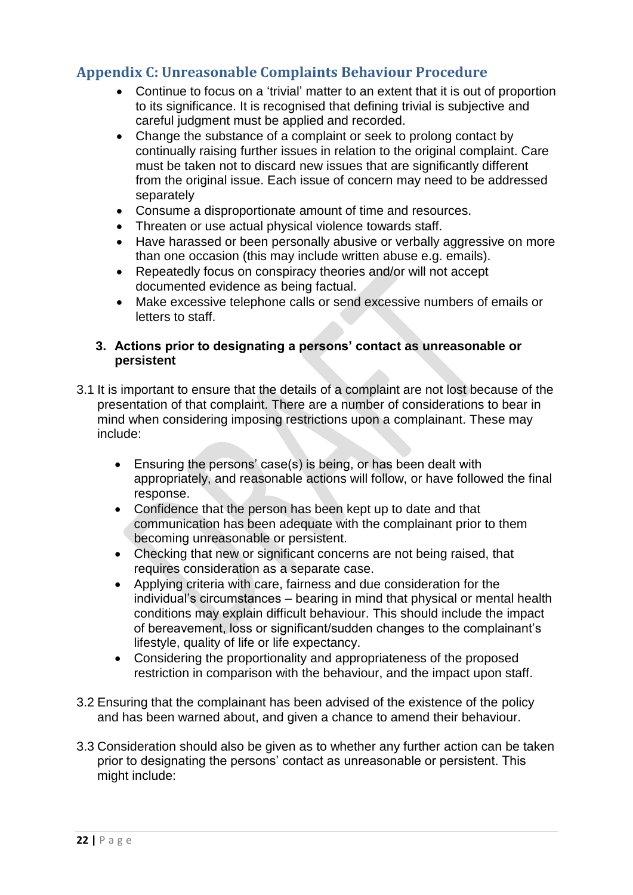## Appendix C: Unreasonable Complaints Behaviour Procedure

- Continue to focus on a 'trivial' matter to an extent that it is out of proportion to its significance. It is recognised that defining trivial is subjective and careful judgment must be applied and recorded.
- Change the substance of a complaint or seek to prolong contact by continually raising further issues in relation to the original complaint. Care must be taken not to discard new issues that are significantly different from the original issue. Each issue of concern may need to be addressed separately
- Consume a disproportionate amount of time and resources.
- Threaten or use actual physical violence towards staff.
- Have harassed or been personally abusive or verbally aggressive on more than one occasion (this may include written abuse e.g. emails).
- Repeatedly focus on conspiracy theories and/or will not accept documented evidence as being factual.
- Make excessive telephone calls or send excessive numbers of emails or letters to staff.

### 3. Actions prior to designating a persons' contact as unreasonable or persistent

3.1 It is important to ensure that the details of a complaint are not lost because of the presentation of that complaint. There are a number of considerations to bear in mind when considering imposing restrictions upon a complainant. These may include:

- Ensuring the persons' case(s) is being, or has been dealt with appropriately, and reasonable actions will follow, or have followed the final response.
- Confidence that the person has been kept up to date and that communication has been adequate with the complainant prior to them becoming unreasonable or persistent.
- Checking that new or significant concerns are not being raised, that requires consideration as a separate case.
- Applying criteria with care, fairness and due consideration for the individual's circumstances – bearing in mind that physical or mental health conditions may explain difficult behaviour. This should include the impact of bereavement, loss or significant/sudden changes to the complainant's lifestyle, quality of life or life expectancy.
- Considering the proportionality and appropriateness of the proposed restriction in comparison with the behaviour, and the impact upon staff.

3.2 Ensuring that the complainant has been advised of the existence of the policy and has been warned about, and given a chance to amend their behaviour.

3.3 Consideration should also be given as to whether any further action can be taken prior to designating the persons' contact as unreasonable or persistent. This might include: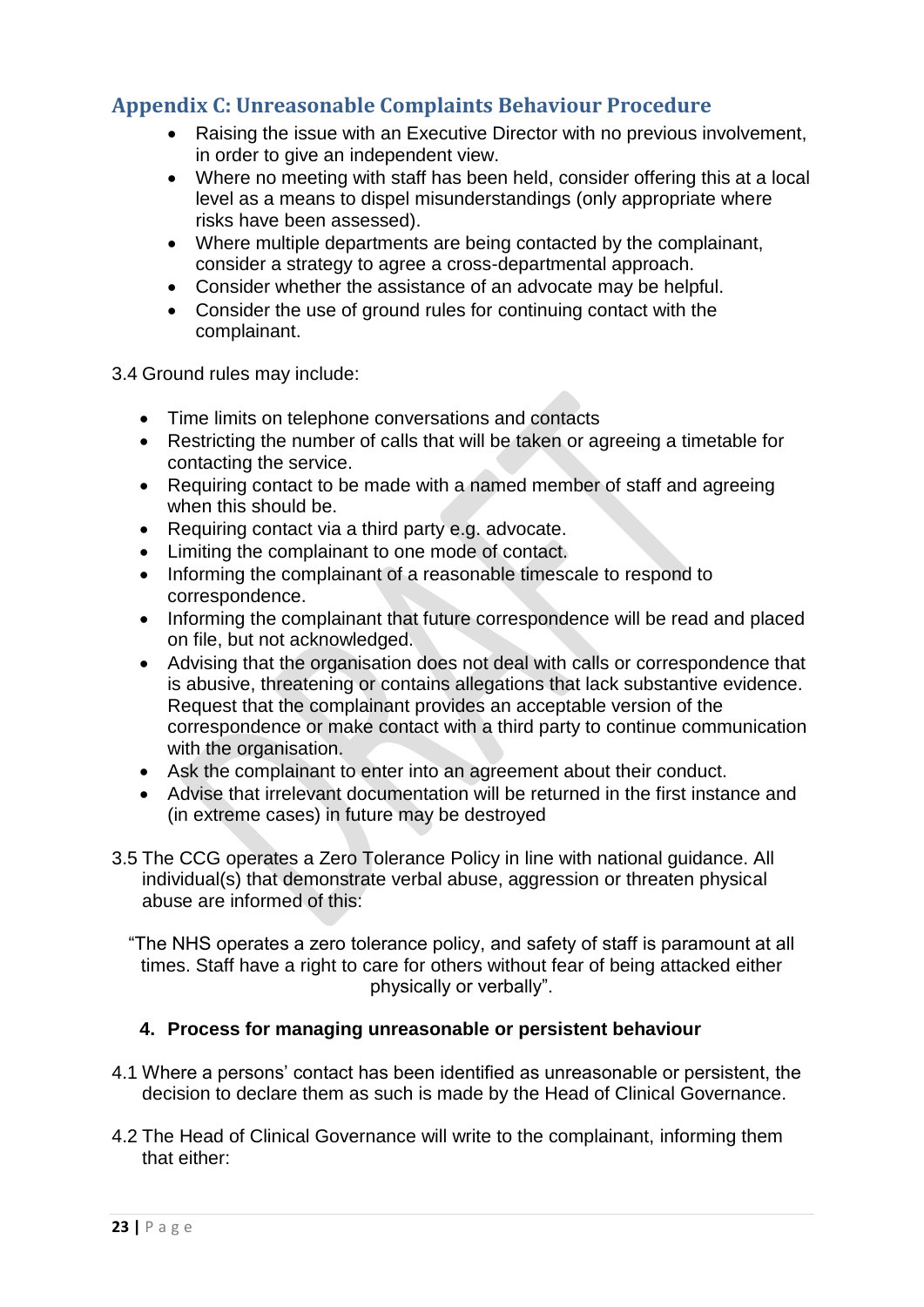## Appendix C: Unreasonable Complaints Behaviour Procedure

- Raising the issue with an Executive Director with no previous involvement, in order to give an independent view.
- Where no meeting with staff has been held, consider offering this at a local level as a means to dispel misunderstandings (only appropriate where risks have been assessed).
- Where multiple departments are being contacted by the complainant, consider a strategy to agree a cross-departmental approach.
- Consider whether the assistance of an advocate may be helpful.
- Consider the use of ground rules for continuing contact with the complainant.

3.4 Ground rules may include:

- Time limits on telephone conversations and contacts
- Restricting the number of calls that will be taken or agreeing a timetable for contacting the service.
- Requiring contact to be made with a named member of staff and agreeing when this should be.
- Requiring contact via a third party e.g. advocate.
- Limiting the complainant to one mode of contact.
- Informing the complainant of a reasonable timescale to respond to correspondence.
- Informing the complainant that future correspondence will be read and placed on file, but not acknowledged.
- Advising that the organisation does not deal with calls or correspondence that is abusive, threatening or contains allegations that lack substantive evidence. Request that the complainant provides an acceptable version of the correspondence or make contact with a third party to continue communication with the organisation.
- Ask the complainant to enter into an agreement about their conduct.
- Advise that irrelevant documentation will be returned in the first instance and (in extreme cases) in future may be destroyed

3.5 The CCG operates a Zero Tolerance Policy in line with national guidance. All individual(s) that demonstrate verbal abuse, aggression or threaten physical abuse are informed of this:

"The NHS operates a zero tolerance policy, and safety of staff is paramount at all times. Staff have a right to care for others without fear of being attacked either physically or verbally".

### 4. Process for managing unreasonable or persistent behaviour

4.1 Where a persons' contact has been identified as unreasonable or persistent, the decision to declare them as such is made by the Head of Clinical Governance.

4.2 The Head of Clinical Governance will write to the complainant, informing them that either: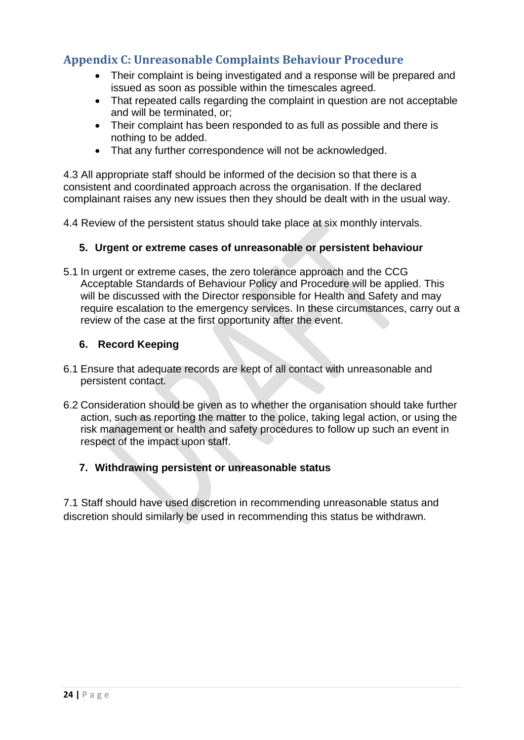## Appendix C: Unreasonable Complaints Behaviour Procedure

- Their complaint is being investigated and a response will be prepared and issued as soon as possible within the timescales agreed.
- That repeated calls regarding the complaint in question are not acceptable and will be terminated, or;
- Their complaint has been responded to as full as possible and there is nothing to be added.
- That any further correspondence will not be acknowledged.

4.3 All appropriate staff should be informed of the decision so that there is a consistent and coordinated approach across the organisation. If the declared complainant raises any new issues then they should be dealt with in the usual way.

4.4 Review of the persistent status should take place at six monthly intervals.

### 5. Urgent or extreme cases of unreasonable or persistent behaviour

5.1 In urgent or extreme cases, the zero tolerance approach and the CCG Acceptable Standards of Behaviour Policy and Procedure will be applied. This will be discussed with the Director responsible for Health and Safety and may require escalation to the emergency services. In these circumstances, carry out a review of the case at the first opportunity after the event.

### 6. Record Keeping

6.1 Ensure that adequate records are kept of all contact with unreasonable and persistent contact.

6.2 Consideration should be given as to whether the organisation should take further action, such as reporting the matter to the police, taking legal action, or using the risk management or health and safety procedures to follow up such an event in respect of the impact upon staff.

### 7. Withdrawing persistent or unreasonable status

7.1 Staff should have used discretion in recommending unreasonable status and discretion should similarly be used in recommending this status be withdrawn.